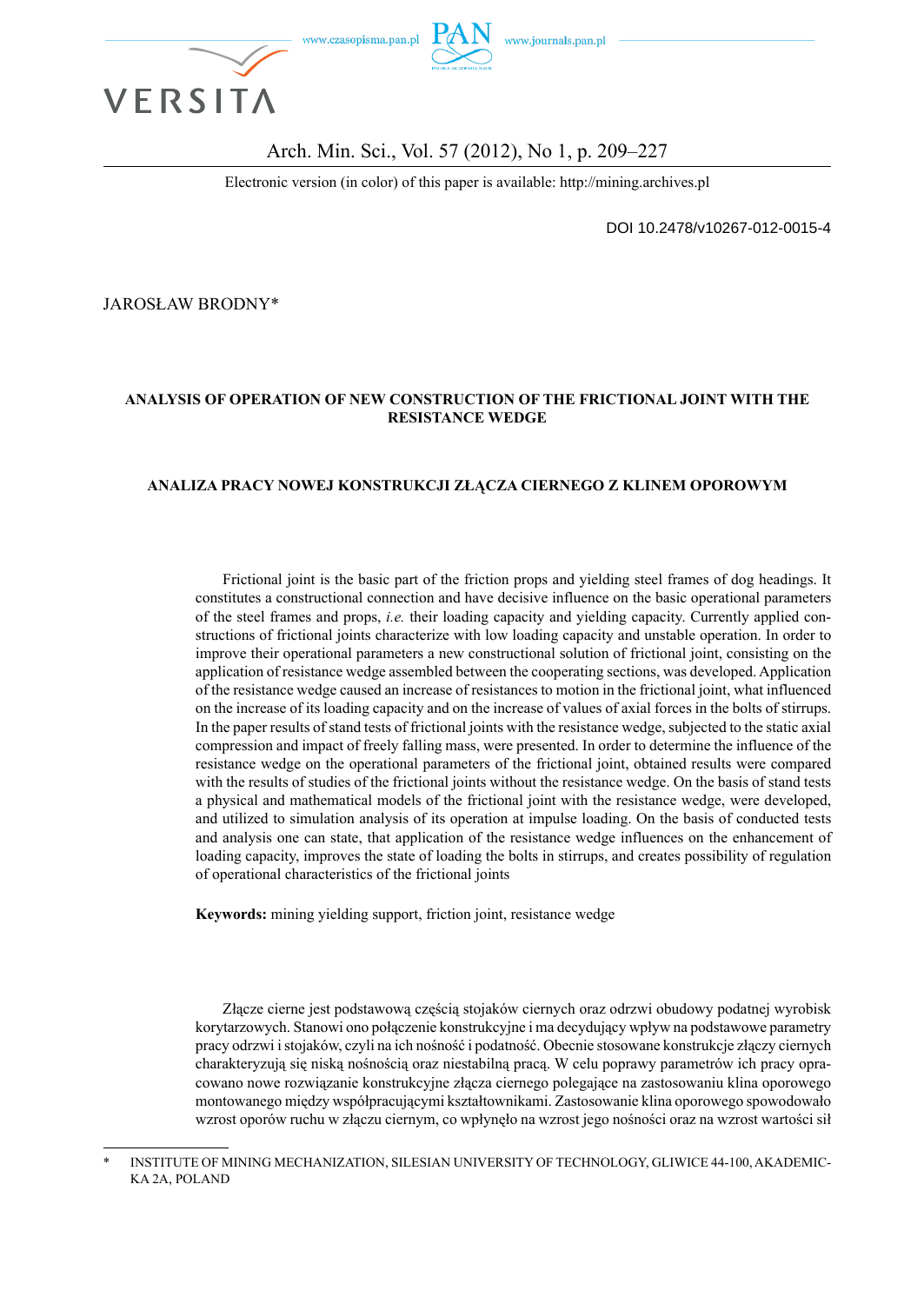DOI 10.2478/v10267-012-0015-4

JAROSŁAW BRODNY*

# ANALYSIS OF OPERATION OF NEW CONSTRUCTION OF THE FRICTIONAL JOINT WITH THE RESISTANCE WEDGE

# ANALIZA PRACY NOWEJ KONSTRUKCJI ZŁĄCZA CIERNEGO Z KLINEM OPOROWYM

Frictional joint is the basic part of the friction props and yielding steel frames of dog headings. It constitutes a constructional connection and have decisive influence on the basic operational parameters of the steel frames and props, *i.e.* their loading capacity and yielding capacity. Currently applied constructions of frictional joints characterize with low loading capacity and unstable operation. In order to improve their operational parameters a new constructional solution of frictional joint, consisting on the application of resistance wedge assembled between the cooperating sections, was developed. Application of the resistance wedge caused an increase of resistances to motion in the frictional joint, what influenced on the increase of its loading capacity and on the increase of values of axial forces in the bolts of stirrups. In the paper results of stand tests of frictional joints with the resistance wedge, subjected to the static axial compression and impact of freely falling mass, were presented. In order to determine the influence of the resistance wedge on the operational parameters of the frictional joint, obtained results were compared with the results of studies of the frictional joints without the resistance wedge. On the basis of stand tests a physical and mathematical models of the frictional joint with the resistance wedge, were developed, and utilized to simulation analysis of its operation at impulse loading. On the basis of conducted tests and analysis one can state, that application of the resistance wedge influences on the enhancement of loading capacity, improves the state of loading the bolts in stirrups, and creates possibility of regulation of operational characteristics of the frictional joints

**Keywords:** mining yielding support, friction joint, resistance wedge

Złącze cierne jest podstawową częścią stojaków ciernych oraz odrzwi obudowy podatnej wyrobisk korytarzowych. Stanowi ono połączenie konstrukcyjne i ma decydujący wpływ na podstawowe parametry pracy odrzwi i stojaków, czyli na ich nośność i podatność. Obecnie stosowane konstrukcje złączy ciernych charakteryzują się niską nośnością oraz niestabilną pracą. W celu poprawy parametrów ich pracy opracowano nowe rozwiązanie konstrukcyjne złącza ciernego polegające na zastosowaniu klina oporowego montowanego między współpracującymi kształtownikami. Zastosowanie klina oporowego spowodowało wzrost oporów ruchu w złączu ciernym, co wpłynęło na wzrost jego nośności oraz na wzrost wartości sił

---

\* INSTITUTE OF MINING MECHANIZATION, SILESIAN UNIVERSITY OF TECHNOLOGY, GLIWICE 44-100, AKADEMICKA 2A, POLAND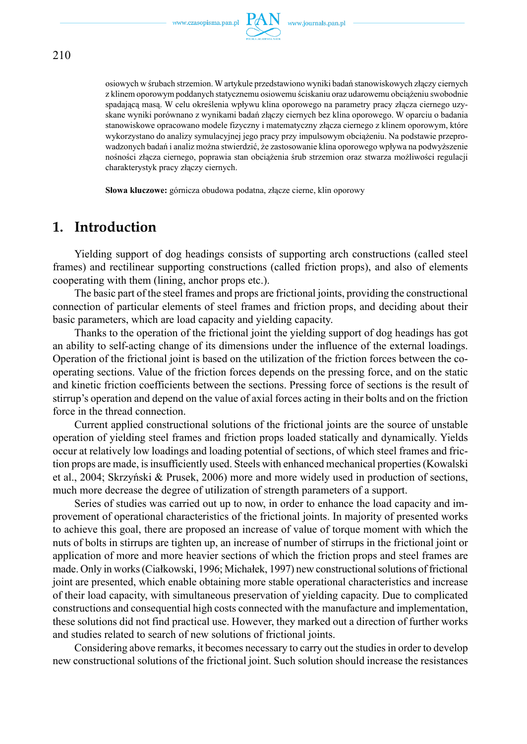osiowych w śrubach strzemion. W artykule przedstawiono wyniki badań stanowiskowych złączy ciernych z klinem oporowym poddanych statycznemu osiowemu ściskaniu oraz udarowemu obciążeniu swobodnie spadającą masą. W celu określenia wpływu klina oporowego na parametry pracy złącza ciernego uzyskane wyniki porównano z wynikami badań złączy ciernych bez klina oporowego. W oparciu o badania stanowiskowe opracowano modele fizyczny i matematyczny złącza ciernego z klinem oporowym, które wykorzystano do analizy symulacyjnej jego pracy przy impulsowym obciążeniu. Na podstawie przeprowadzonych badań i analiz można stwierdzić, że zastosowanie klina oporowego wpływa na podwyższenie nośności złącza ciernego, poprawia stan obciążenia śrub strzemion oraz stwarza możliwości regulacji charakterystyk pracy złączy ciernych.

**Słowa kluczowe:** górnicza obudowa podatna, złącze cierne, klin oporowy

## 1. Introduction

Yielding support of dog headings consists of supporting arch constructions (called steel frames) and rectilinear supporting constructions (called friction props), and also of elements cooperating with them (lining, anchor props etc.).

The basic part of the steel frames and props are frictional joints, providing the constructional connection of particular elements of steel frames and friction props, and deciding about their basic parameters, which are load capacity and yielding capacity.

Thanks to the operation of the frictional joint the yielding support of dog headings has got an ability to self-acting change of its dimensions under the influence of the external loadings. Operation of the frictional joint is based on the utilization of the friction forces between the co-operating sections. Value of the friction forces depends on the pressing force, and on the static and kinetic friction coefficients between the sections. Pressing force of sections is the result of stirrup's operation and depend on the value of axial forces acting in their bolts and on the friction force in the thread connection.

Current applied constructional solutions of the frictional joints are the source of unstable operation of yielding steel frames and friction props loaded statically and dynamically. Yields occur at relatively low loadings and loading potential of sections, of which steel frames and friction props are made, is insufficiently used. Steels with enhanced mechanical properties (Kowalski et al., 2004; Skrzyński & Prusek, 2006) more and more widely used in production of sections, much more decrease the degree of utilization of strength parameters of a support.

Series of studies was carried out up to now, in order to enhance the load capacity and improvement of operational characteristics of the frictional joints. In majority of presented works to achieve this goal, there are proposed an increase of value of torque moment with which the nuts of bolts in stirrups are tighten up, an increase of number of stirrups in the frictional joint or application of more and more heavier sections of which the friction props and steel frames are made. Only in works (Ciałkowski, 1996; Michałek, 1997) new constructional solutions of frictional joint are presented, which enable obtaining more stable operational characteristics and increase of their load capacity, with simultaneous preservation of yielding capacity. Due to complicated constructions and consequential high costs connected with the manufacture and implementation, these solutions did not find practical use. However, they marked out a direction of further works and studies related to search of new solutions of frictional joints.

Considering above remarks, it becomes necessary to carry out the studies in order to develop new constructional solutions of the frictional joint. Such solution should increase the resistances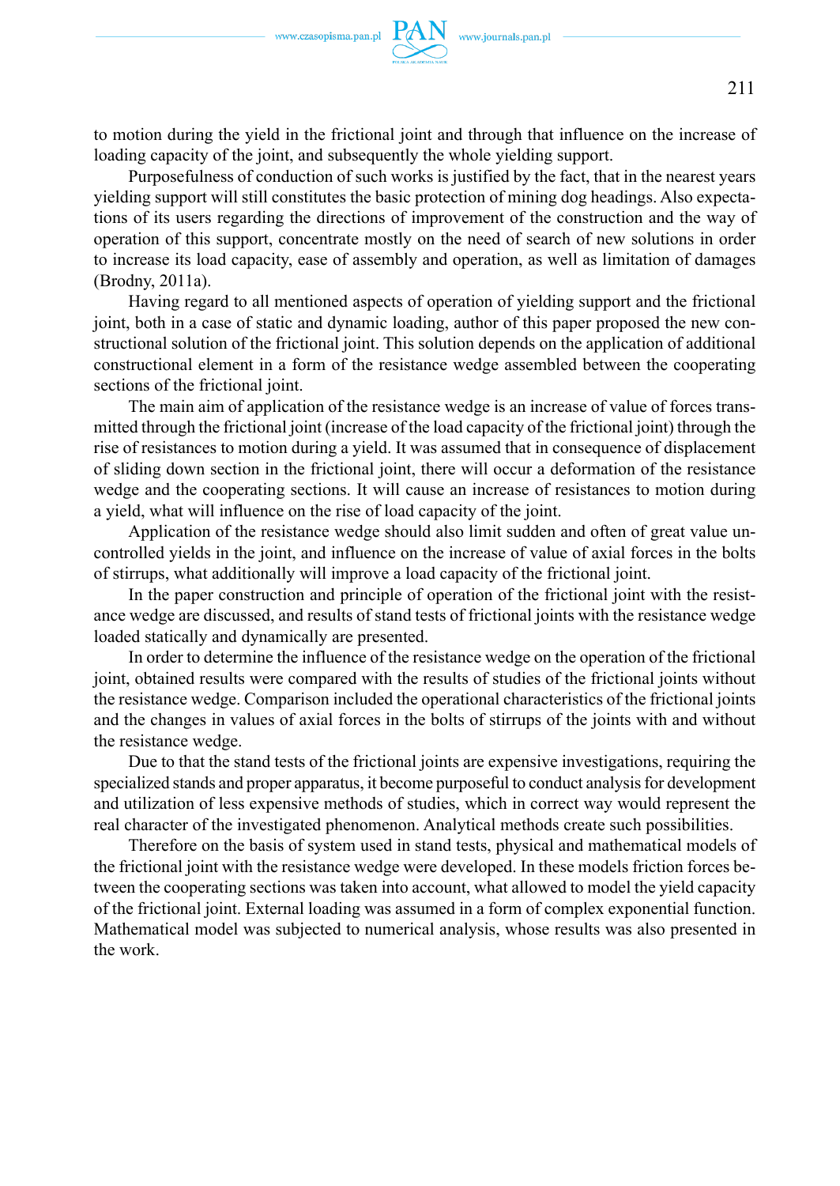to motion during the yield in the frictional joint and through that influence on the increase of loading capacity of the joint, and subsequently the whole yielding support.

Purposefulness of conduction of such works is justified by the fact, that in the nearest years yielding support will still constitutes the basic protection of mining dog headings. Also expectations of its users regarding the directions of improvement of the construction and the way of operation of this support, concentrate mostly on the need of search of new solutions in order to increase its load capacity, ease of assembly and operation, as well as limitation of damages (Brodny, 2011a).

Having regard to all mentioned aspects of operation of yielding support and the frictional joint, both in a case of static and dynamic loading, author of this paper proposed the new constructional solution of the frictional joint. This solution depends on the application of additional constructional element in a form of the resistance wedge assembled between the cooperating sections of the frictional joint.

The main aim of application of the resistance wedge is an increase of value of forces transmitted through the frictional joint (increase of the load capacity of the frictional joint) through the rise of resistances to motion during a yield. It was assumed that in consequence of displacement of sliding down section in the frictional joint, there will occur a deformation of the resistance wedge and the cooperating sections. It will cause an increase of resistances to motion during a yield, what will influence on the rise of load capacity of the joint.

Application of the resistance wedge should also limit sudden and often of great value uncontrolled yields in the joint, and influence on the increase of value of axial forces in the bolts of stirrups, what additionally will improve a load capacity of the frictional joint.

In the paper construction and principle of operation of the frictional joint with the resistance wedge are discussed, and results of stand tests of frictional joints with the resistance wedge loaded statically and dynamically are presented.

In order to determine the influence of the resistance wedge on the operation of the frictional joint, obtained results were compared with the results of studies of the frictional joints without the resistance wedge. Comparison included the operational characteristics of the frictional joints and the changes in values of axial forces in the bolts of stirrups of the joints with and without the resistance wedge.

Due to that the stand tests of the frictional joints are expensive investigations, requiring the specialized stands and proper apparatus, it become purposeful to conduct analysis for development and utilization of less expensive methods of studies, which in correct way would represent the real character of the investigated phenomenon. Analytical methods create such possibilities.

Therefore on the basis of system used in stand tests, physical and mathematical models of the frictional joint with the resistance wedge were developed. In these models friction forces between the cooperating sections was taken into account, what allowed to model the yield capacity of the frictional joint. External loading was assumed in a form of complex exponential function. Mathematical model was subjected to numerical analysis, whose results was also presented in the work.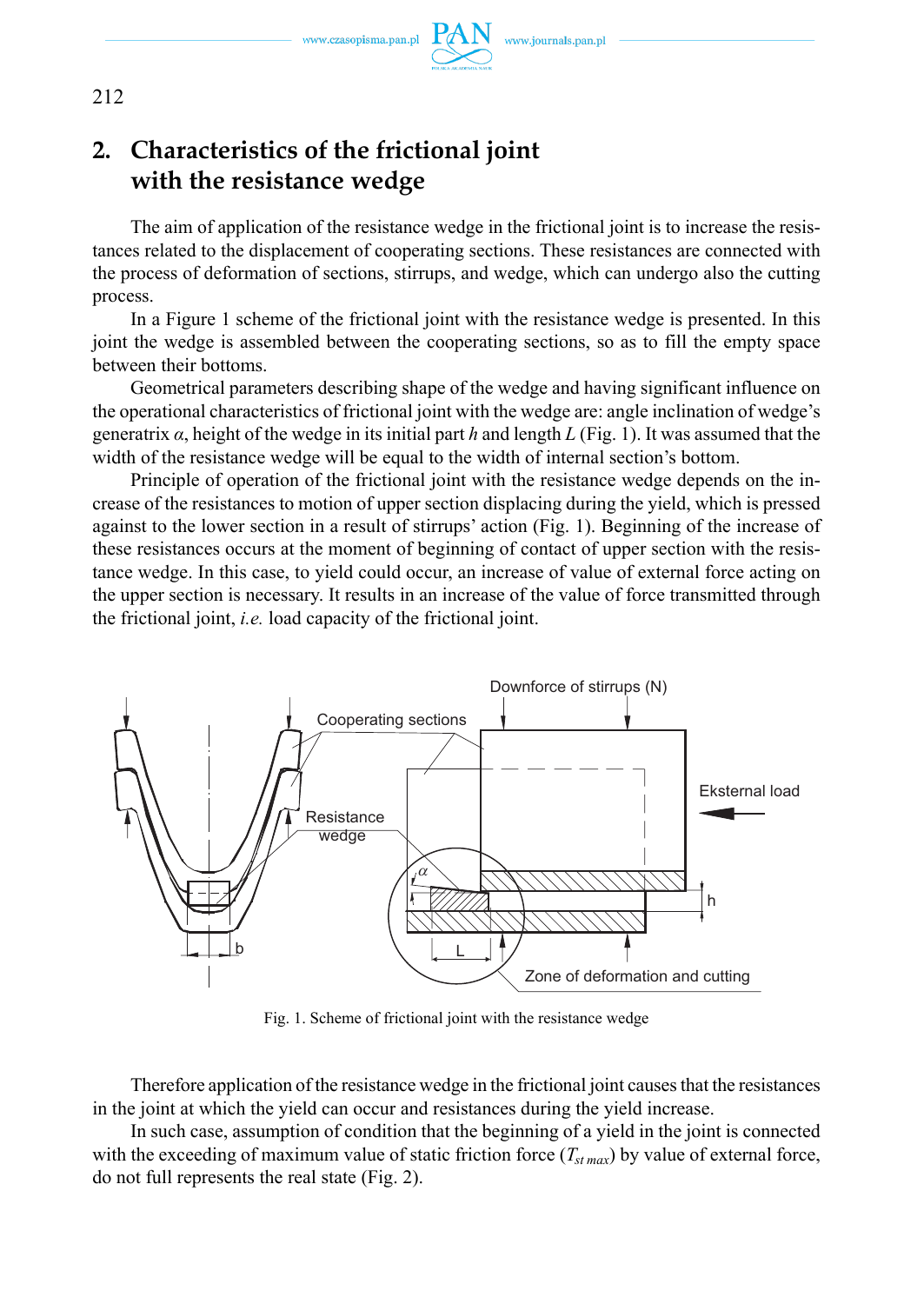## 2. Characteristics of the frictional joint with the resistance wedge

The aim of application of the resistance wedge in the frictional joint is to increase the resistances related to the displacement of cooperating sections. These resistances are connected with the process of deformation of sections, stirrups, and wedge, which can undergo also the cutting process.

In a Figure 1 scheme of the frictional joint with the resistance wedge is presented. In this joint the wedge is assembled between the cooperating sections, so as to fill the empty space between their bottoms.

Geometrical parameters describing shape of the wedge and having significant influence on the operational characteristics of frictional joint with the wedge are: angle inclination of wedge's generatrix $\alpha$, height of the wedge in its initial part $h$ and length $L$ (Fig. 1). It was assumed that the width of the resistance wedge will be equal to the width of internal section's bottom.

Principle of operation of the frictional joint with the resistance wedge depends on the increase of the resistances to motion of upper section displacing during the yield, which is pressed against to the lower section in a result of stirrups' action (Fig. 1). Beginning of the increase of these resistances occurs at the moment of beginning of contact of upper section with the resistance wedge. In this case, to yield could occur, an increase of value of external force acting on the upper section is necessary. It results in an increase of the value of force transmitted through the frictional joint, *i.e.* load capacity of the frictional joint.

Fig. 1. Scheme of frictional joint with the resistance wedge

Therefore application of the resistance wedge in the frictional joint causes that the resistances in the joint at which the yield can occur and resistances during the yield increase.

In such case, assumption of condition that the beginning of a yield in the joint is connected with the exceeding of maximum value of static friction force ($T_{st\,max}$) by value of external force, do not full represents the real state (Fig. 2).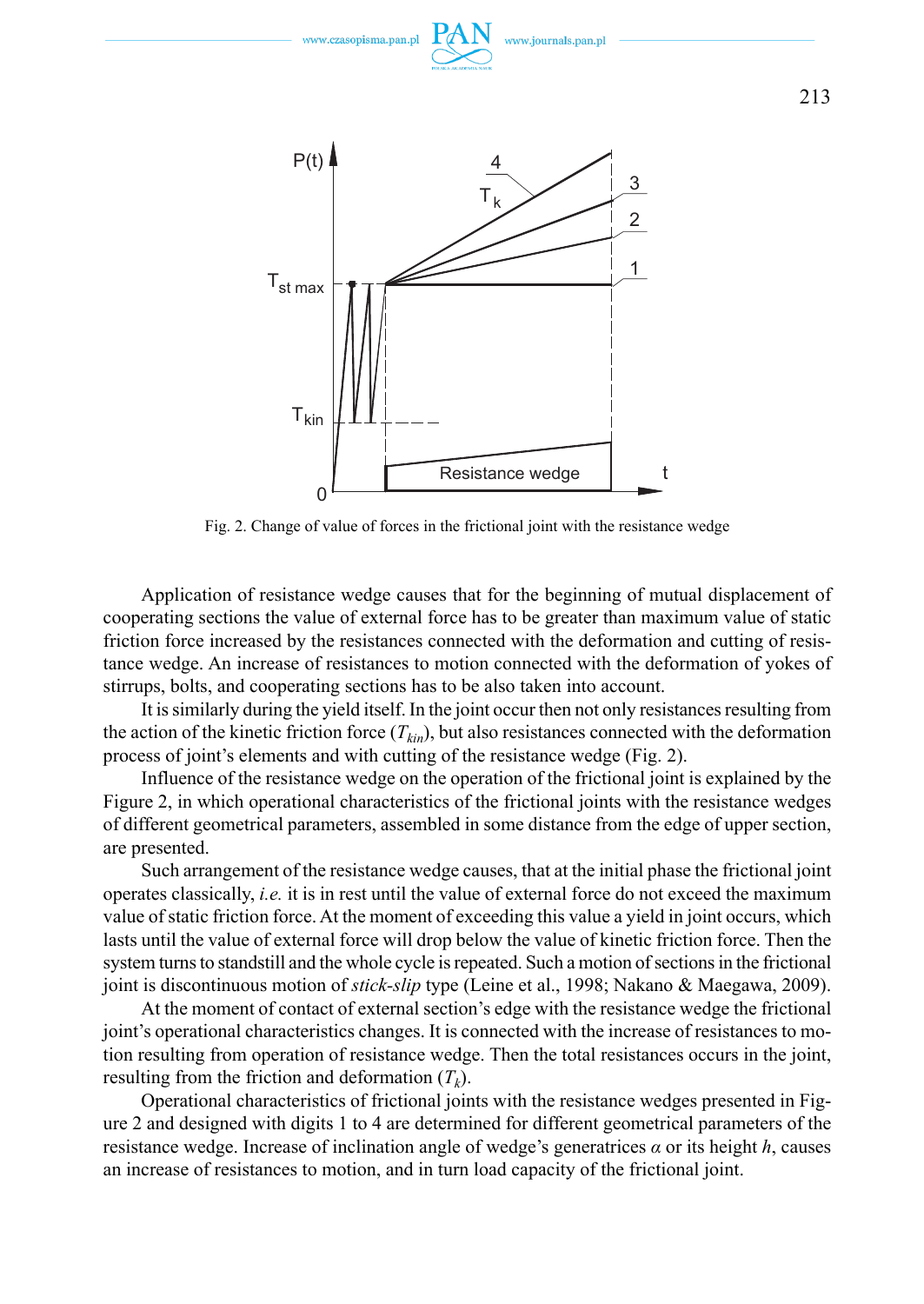Fig. 2. Change of value of forces in the frictional joint with the resistance wedge

Application of resistance wedge causes that for the beginning of mutual displacement of cooperating sections the value of external force has to be greater than maximum value of static friction force increased by the resistances connected with the deformation and cutting of resistance wedge. An increase of resistances to motion connected with the deformation of yokes of stirrups, bolts, and cooperating sections has to be also taken into account.

It is similarly during the yield itself. In the joint occur then not only resistances resulting from the action of the kinetic friction force ($T_{kin}$), but also resistances connected with the deformation process of joint's elements and with cutting of the resistance wedge (Fig. 2).

Influence of the resistance wedge on the operation of the frictional joint is explained by the Figure 2, in which operational characteristics of the frictional joints with the resistance wedges of different geometrical parameters, assembled in some distance from the edge of upper section, are presented.

Such arrangement of the resistance wedge causes, that at the initial phase the frictional joint operates classically, *i.e.* it is in rest until the value of external force do not exceed the maximum value of static friction force. At the moment of exceeding this value a yield in joint occurs, which lasts until the value of external force will drop below the value of kinetic friction force. Then the system turns to standstill and the whole cycle is repeated. Such a motion of sections in the frictional joint is discontinuous motion of *stick-slip* type (Leine et al., 1998; Nakano & Maegawa, 2009).

At the moment of contact of external section's edge with the resistance wedge the frictional joint's operational characteristics changes. It is connected with the increase of resistances to motion resulting from operation of resistance wedge. Then the total resistances occurs in the joint, resulting from the friction and deformation ($T_k$).

Operational characteristics of frictional joints with the resistance wedges presented in Figure 2 and designed with digits 1 to 4 are determined for different geometrical parameters of the resistance wedge. Increase of inclination angle of wedge's generatrices $\alpha$ or its height $h$, causes an increase of resistances to motion, and in turn load capacity of the frictional joint.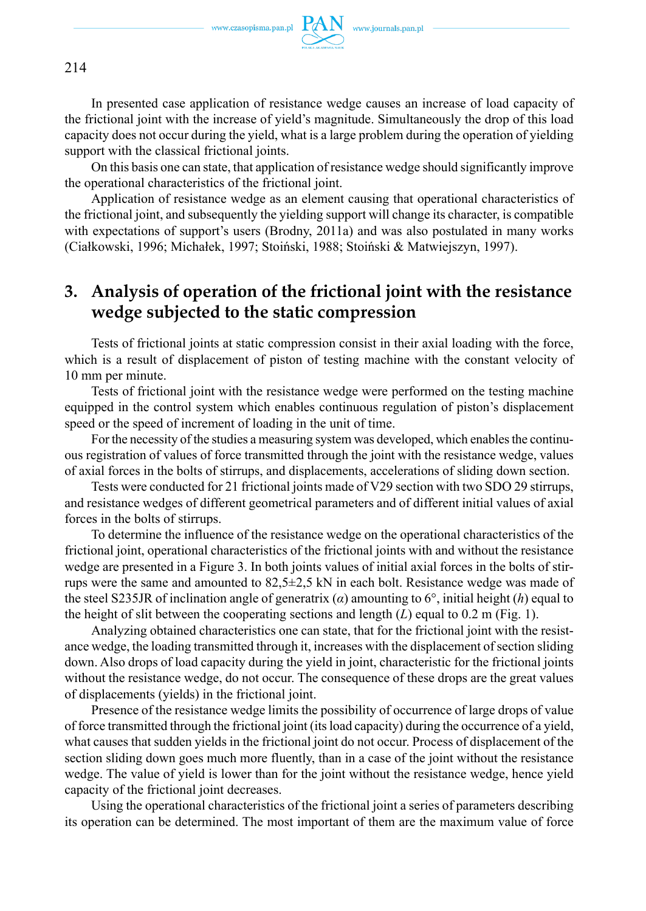In presented case application of resistance wedge causes an increase of load capacity of the frictional joint with the increase of yield's magnitude. Simultaneously the drop of this load capacity does not occur during the yield, what is a large problem during the operation of yielding support with the classical frictional joints.

On this basis one can state, that application of resistance wedge should significantly improve the operational characteristics of the frictional joint.

Application of resistance wedge as an element causing that operational characteristics of the frictional joint, and subsequently the yielding support will change its character, is compatible with expectations of support's users (Brodny, 2011a) and was also postulated in many works (Ciałkowski, 1996; Michałek, 1997; Stoiński, 1988; Stoiński & Matwiejszyn, 1997).

## 3. Analysis of operation of the frictional joint with the resistance wedge subjected to the static compression

Tests of frictional joints at static compression consist in their axial loading with the force, which is a result of displacement of piston of testing machine with the constant velocity of 10 mm per minute.

Tests of frictional joint with the resistance wedge were performed on the testing machine equipped in the control system which enables continuous regulation of piston's displacement speed or the speed of increment of loading in the unit of time.

For the necessity of the studies a measuring system was developed, which enables the continuous registration of values of force transmitted through the joint with the resistance wedge, values of axial forces in the bolts of stirrups, and displacements, accelerations of sliding down section.

Tests were conducted for 21 frictional joints made of V29 section with two SDO 29 stirrups, and resistance wedges of different geometrical parameters and of different initial values of axial forces in the bolts of stirrups.

To determine the influence of the resistance wedge on the operational characteristics of the frictional joint, operational characteristics of the frictional joints with and without the resistance wedge are presented in a Figure 3. In both joints values of initial axial forces in the bolts of stirrups were the same and amounted to 82,5±2,5 kN in each bolt. Resistance wedge was made of the steel S235JR of inclination angle of generatrix ($\alpha$) amounting to 6°, initial height ($h$) equal to the height of slit between the cooperating sections and length ($L$) equal to 0.2 m (Fig. 1).

Analyzing obtained characteristics one can state, that for the frictional joint with the resistance wedge, the loading transmitted through it, increases with the displacement of section sliding down. Also drops of load capacity during the yield in joint, characteristic for the frictional joints without the resistance wedge, do not occur. The consequence of these drops are the great values of displacements (yields) in the frictional joint.

Presence of the resistance wedge limits the possibility of occurrence of large drops of value of force transmitted through the frictional joint (its load capacity) during the occurrence of a yield, what causes that sudden yields in the frictional joint do not occur. Process of displacement of the section sliding down goes much more fluently, than in a case of the joint without the resistance wedge. The value of yield is lower than for the joint without the resistance wedge, hence yield capacity of the frictional joint decreases.

Using the operational characteristics of the frictional joint a series of parameters describing its operation can be determined. The most important of them are the maximum value of force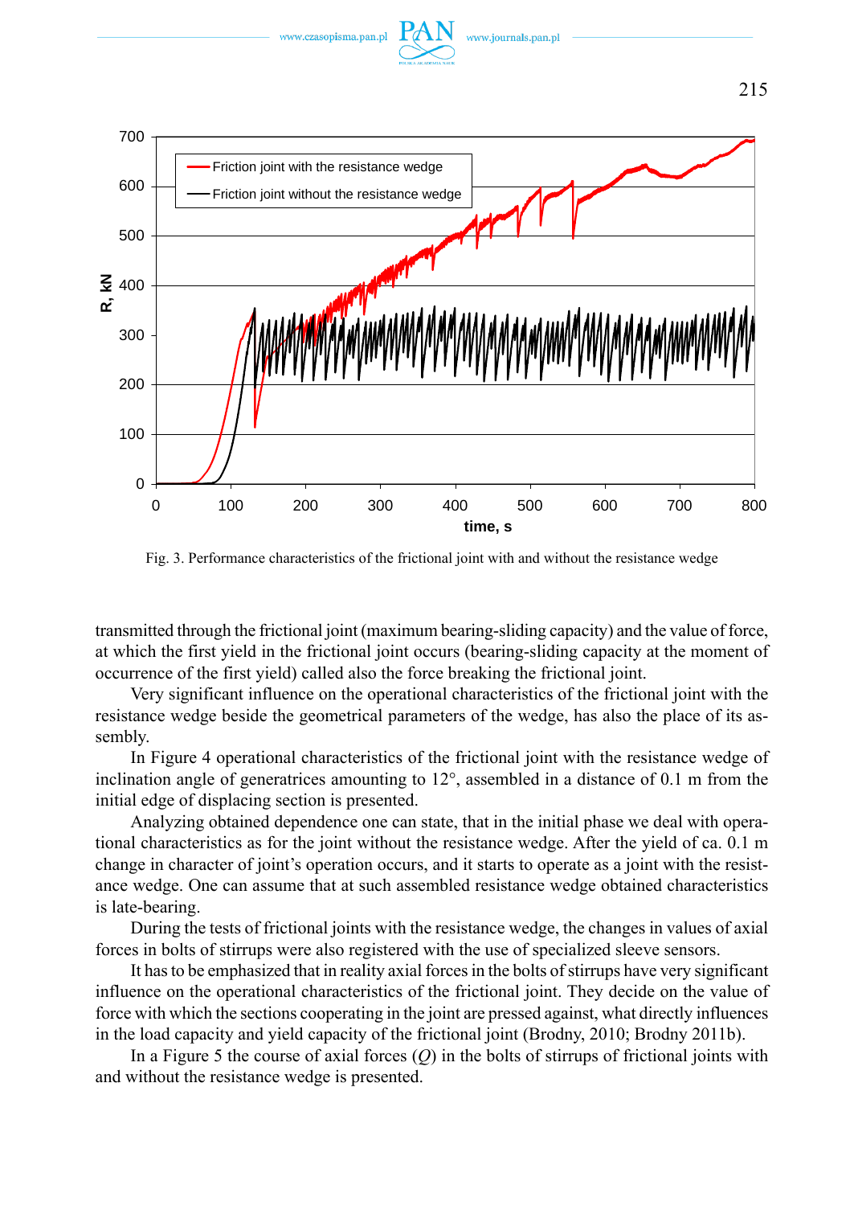Fig. 3. Performance characteristics of the frictional joint with and without the resistance wedge

transmitted through the frictional joint (maximum bearing-sliding capacity) and the value of force, at which the first yield in the frictional joint occurs (bearing-sliding capacity at the moment of occurrence of the first yield) called also the force breaking the frictional joint.

Very significant influence on the operational characteristics of the frictional joint with the resistance wedge beside the geometrical parameters of the wedge, has also the place of its assembly.

In Figure 4 operational characteristics of the frictional joint with the resistance wedge of inclination angle of generatrices amounting to 12°, assembled in a distance of 0.1 m from the initial edge of displacing section is presented.

Analyzing obtained dependence one can state, that in the initial phase we deal with operational characteristics as for the joint without the resistance wedge. After the yield of ca. 0.1 m change in character of joint's operation occurs, and it starts to operate as a joint with the resistance wedge. One can assume that at such assembled resistance wedge obtained characteristics is late-bearing.

During the tests of frictional joints with the resistance wedge, the changes in values of axial forces in bolts of stirrups were also registered with the use of specialized sleeve sensors.

It has to be emphasized that in reality axial forces in the bolts of stirrups have very significant influence on the operational characteristics of the frictional joint. They decide on the value of force with which the sections cooperating in the joint are pressed against, what directly influences in the load capacity and yield capacity of the frictional joint (Brodny, 2010; Brodny 2011b).

In a Figure 5 the course of axial forces ($Q$) in the bolts of stirrups of frictional joints with and without the resistance wedge is presented.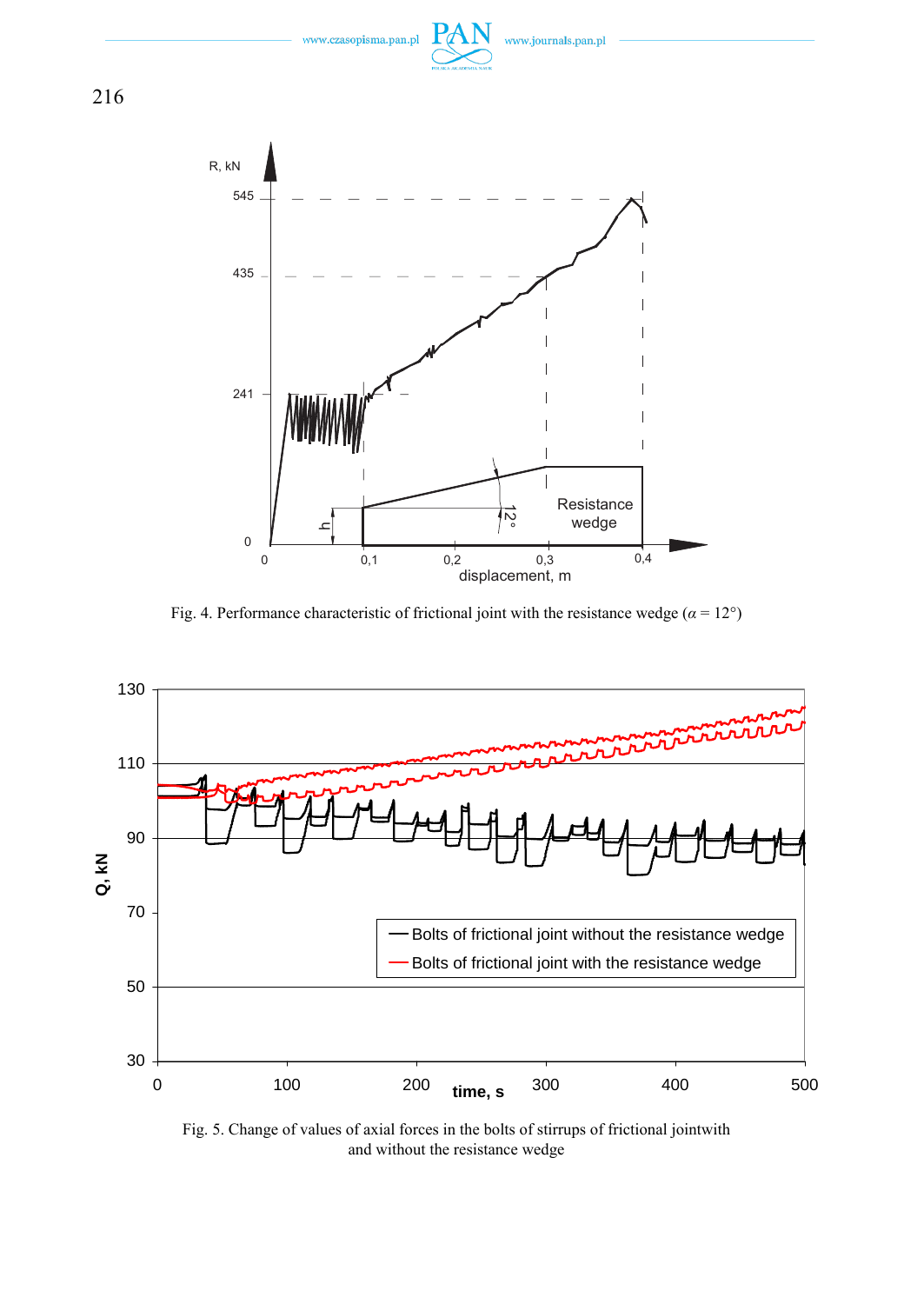Fig. 4. Performance characteristic of frictional joint with the resistance wedge ($\alpha = 12°$)

Fig. 5. Change of values of axial forces in the bolts of stirrups of frictional jointwith and without the resistance wedge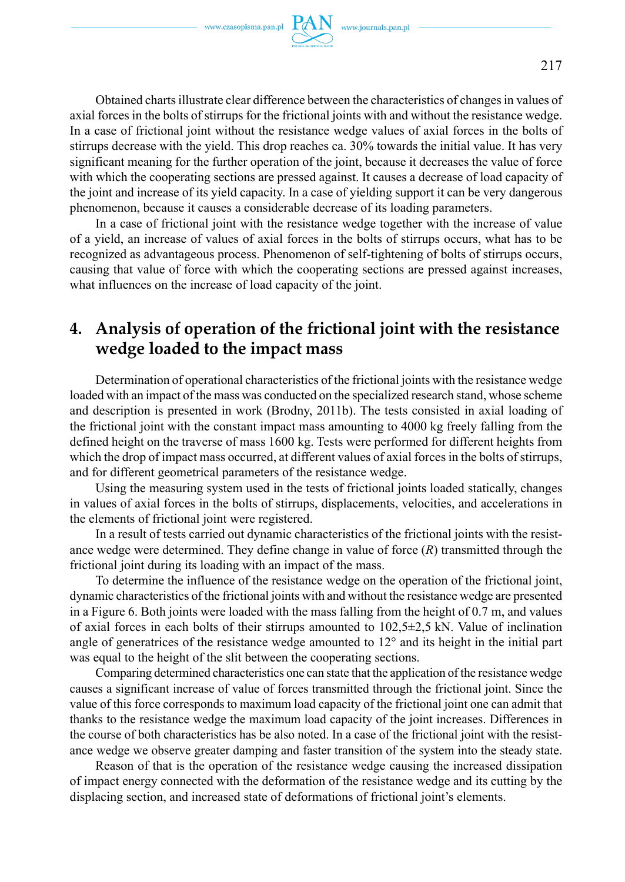Obtained charts illustrate clear difference between the characteristics of changes in values of axial forces in the bolts of stirrups for the frictional joints with and without the resistance wedge. In a case of frictional joint without the resistance wedge values of axial forces in the bolts of stirrups decrease with the yield. This drop reaches ca. 30% towards the initial value. It has very significant meaning for the further operation of the joint, because it decreases the value of force with which the cooperating sections are pressed against. It causes a decrease of load capacity of the joint and increase of its yield capacity. In a case of yielding support it can be very dangerous phenomenon, because it causes a considerable decrease of its loading parameters.

In a case of frictional joint with the resistance wedge together with the increase of value of a yield, an increase of values of axial forces in the bolts of stirrups occurs, what has to be recognized as advantageous process. Phenomenon of self-tightening of bolts of stirrups occurs, causing that value of force with which the cooperating sections are pressed against increases, what influences on the increase of load capacity of the joint.

## 4. Analysis of operation of the frictional joint with the resistance wedge loaded to the impact mass

Determination of operational characteristics of the frictional joints with the resistance wedge loaded with an impact of the mass was conducted on the specialized research stand, whose scheme and description is presented in work (Brodny, 2011b). The tests consisted in axial loading of the frictional joint with the constant impact mass amounting to 4000 kg freely falling from the defined height on the traverse of mass 1600 kg. Tests were performed for different heights from which the drop of impact mass occurred, at different values of axial forces in the bolts of stirrups, and for different geometrical parameters of the resistance wedge.

Using the measuring system used in the tests of frictional joints loaded statically, changes in values of axial forces in the bolts of stirrups, displacements, velocities, and accelerations in the elements of frictional joint were registered.

In a result of tests carried out dynamic characteristics of the frictional joints with the resistance wedge were determined. They define change in value of force ($R$) transmitted through the frictional joint during its loading with an impact of the mass.

To determine the influence of the resistance wedge on the operation of the frictional joint, dynamic characteristics of the frictional joints with and without the resistance wedge are presented in a Figure 6. Both joints were loaded with the mass falling from the height of 0.7 m, and values of axial forces in each bolts of their stirrups amounted to 102,5±2,5 kN. Value of inclination angle of generatrices of the resistance wedge amounted to 12° and its height in the initial part was equal to the height of the slit between the cooperating sections.

Comparing determined characteristics one can state that the application of the resistance wedge causes a significant increase of value of forces transmitted through the frictional joint. Since the value of this force corresponds to maximum load capacity of the frictional joint one can admit that thanks to the resistance wedge the maximum load capacity of the joint increases. Differences in the course of both characteristics has be also noted. In a case of the frictional joint with the resistance wedge we observe greater damping and faster transition of the system into the steady state.

Reason of that is the operation of the resistance wedge causing the increased dissipation of impact energy connected with the deformation of the resistance wedge and its cutting by the displacing section, and increased state of deformations of frictional joint's elements.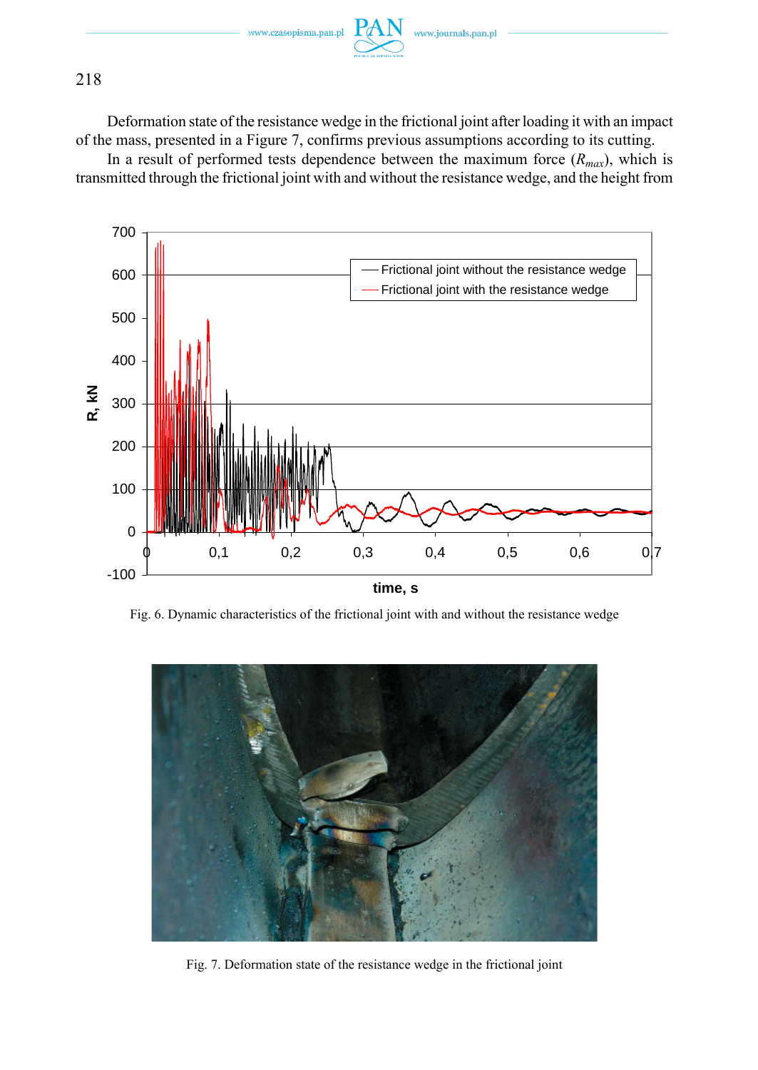Deformation state of the resistance wedge in the frictional joint after loading it with an impact of the mass, presented in a Figure 7, confirms previous assumptions according to its cutting.

In a result of performed tests dependence between the maximum force ($R_{max}$), which is transmitted through the frictional joint with and without the resistance wedge, and the height from

Fig. 6. Dynamic characteristics of the frictional joint with and without the resistance wedge

Fig. 7. Deformation state of the resistance wedge in the frictional joint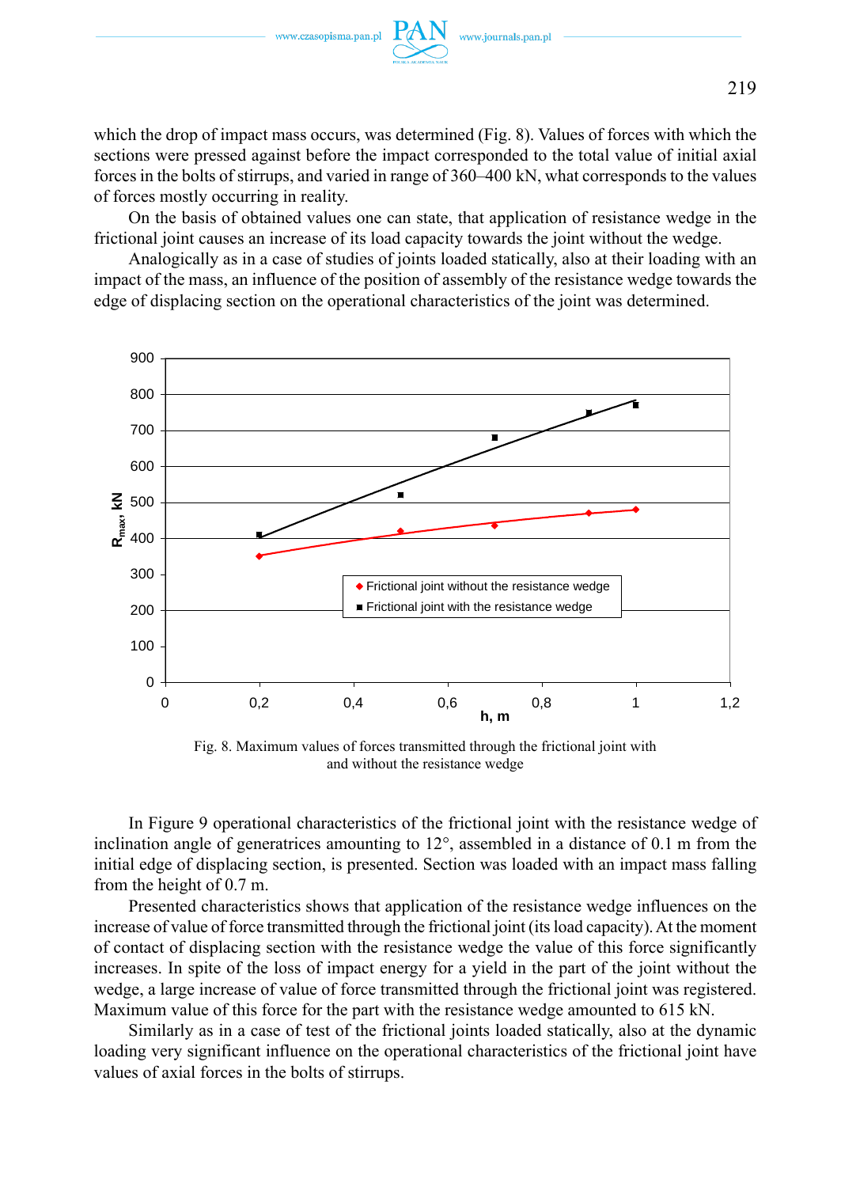which the drop of impact mass occurs, was determined (Fig. 8). Values of forces with which the sections were pressed against before the impact corresponded to the total value of initial axial forces in the bolts of stirrups, and varied in range of 360–400 kN, what corresponds to the values of forces mostly occurring in reality.

On the basis of obtained values one can state, that application of resistance wedge in the frictional joint causes an increase of its load capacity towards the joint without the wedge.

Analogically as in a case of studies of joints loaded statically, also at their loading with an impact of the mass, an influence of the position of assembly of the resistance wedge towards the edge of displacing section on the operational characteristics of the joint was determined.

Fig. 8. Maximum values of forces transmitted through the frictional joint with and without the resistance wedge

In Figure 9 operational characteristics of the frictional joint with the resistance wedge of inclination angle of generatrices amounting to 12°, assembled in a distance of 0.1 m from the initial edge of displacing section, is presented. Section was loaded with an impact mass falling from the height of 0.7 m.

Presented characteristics shows that application of the resistance wedge influences on the increase of value of force transmitted through the frictional joint (its load capacity). At the moment of contact of displacing section with the resistance wedge the value of this force significantly increases. In spite of the loss of impact energy for a yield in the part of the joint without the wedge, a large increase of value of force transmitted through the frictional joint was registered. Maximum value of this force for the part with the resistance wedge amounted to 615 kN.

Similarly as in a case of test of the frictional joints loaded statically, also at the dynamic loading very significant influence on the operational characteristics of the frictional joint have values of axial forces in the bolts of stirrups.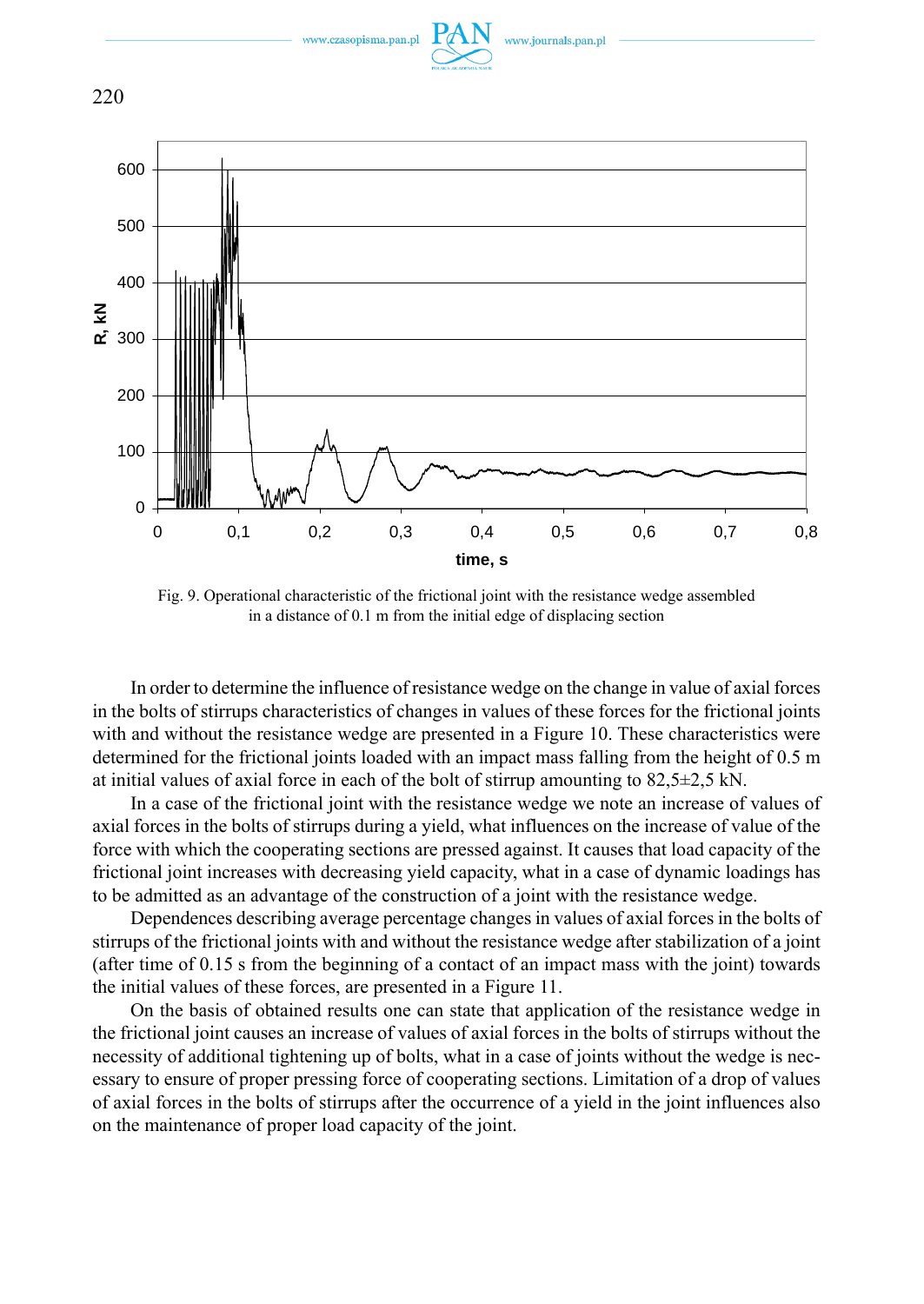Fig. 9. Operational characteristic of the frictional joint with the resistance wedge assembled in a distance of 0.1 m from the initial edge of displacing section

In order to determine the influence of resistance wedge on the change in value of axial forces in the bolts of stirrups characteristics of changes in values of these forces for the frictional joints with and without the resistance wedge are presented in a Figure 10. These characteristics were determined for the frictional joints loaded with an impact mass falling from the height of 0.5 m at initial values of axial force in each of the bolt of stirrup amounting to 82,5±2,5 kN.

In a case of the frictional joint with the resistance wedge we note an increase of values of axial forces in the bolts of stirrups during a yield, what influences on the increase of value of the force with which the cooperating sections are pressed against. It causes that load capacity of the frictional joint increases with decreasing yield capacity, what in a case of dynamic loadings has to be admitted as an advantage of the construction of a joint with the resistance wedge.

Dependences describing average percentage changes in values of axial forces in the bolts of stirrups of the frictional joints with and without the resistance wedge after stabilization of a joint (after time of 0.15 s from the beginning of a contact of an impact mass with the joint) towards the initial values of these forces, are presented in a Figure 11.

On the basis of obtained results one can state that application of the resistance wedge in the frictional joint causes an increase of values of axial forces in the bolts of stirrups without the necessity of additional tightening up of bolts, what in a case of joints without the wedge is necessary to ensure of proper pressing force of cooperating sections. Limitation of a drop of values of axial forces in the bolts of stirrups after the occurrence of a yield in the joint influences also on the maintenance of proper load capacity of the joint.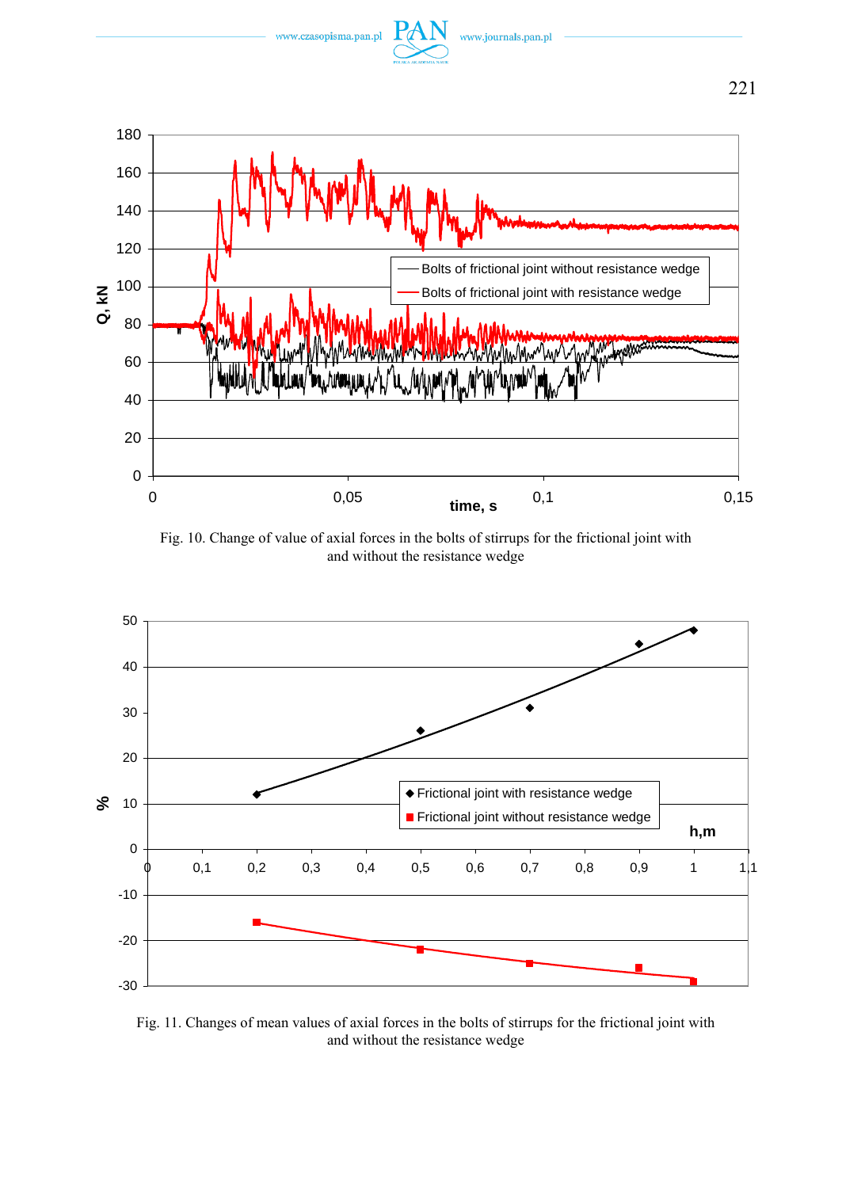Fig. 10. Change of value of axial forces in the bolts of stirrups for the frictional joint with and without the resistance wedge

Fig. 11. Changes of mean values of axial forces in the bolts of stirrups for the frictional joint with and without the resistance wedge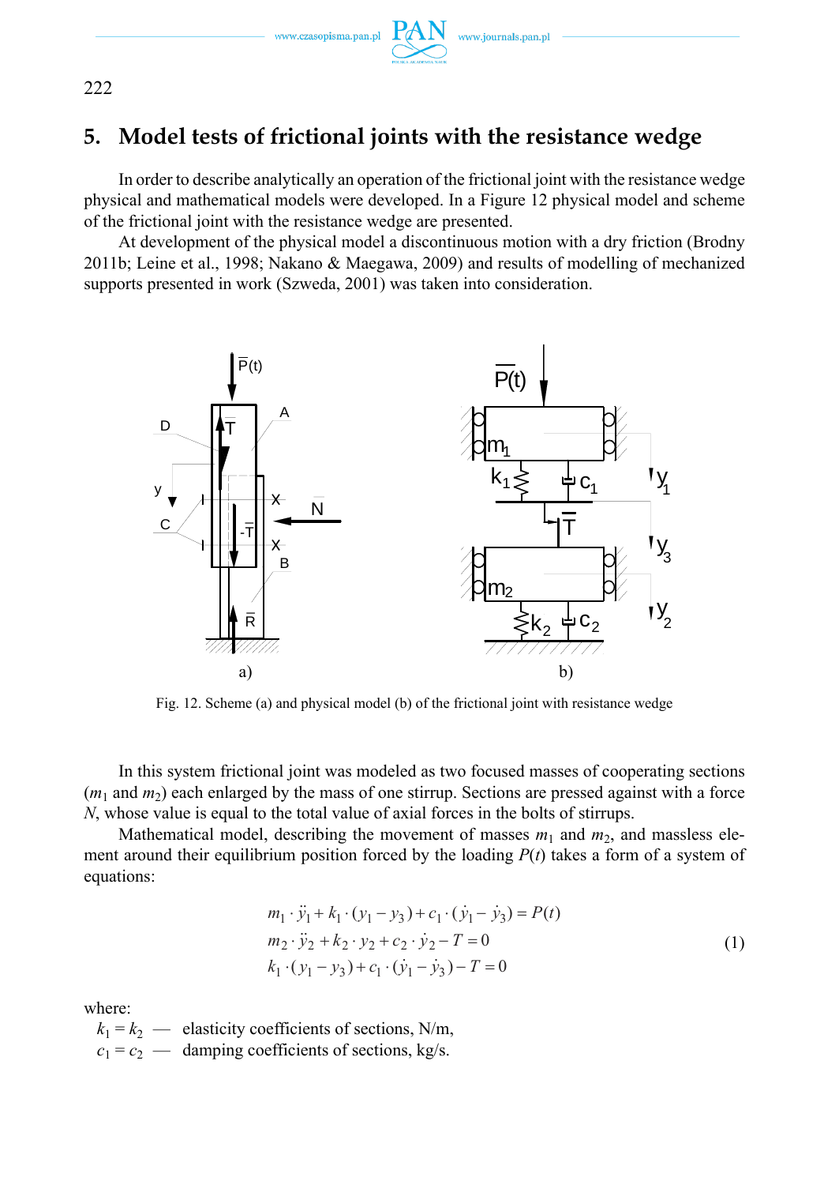## 5. Model tests of frictional joints with the resistance wedge

In order to describe analytically an operation of the frictional joint with the resistance wedge physical and mathematical models were developed. In a Figure 12 physical model and scheme of the frictional joint with the resistance wedge are presented.

At development of the physical model a discontinuous motion with a dry friction (Brodny 2011b; Leine et al., 1998; Nakano & Maegawa, 2009) and results of modelling of mechanized supports presented in work (Szweda, 2001) was taken into consideration.

Fig. 12. Scheme (a) and physical model (b) of the frictional joint with resistance wedge

In this system frictional joint was modeled as two focused masses of cooperating sections ($m_1$ and $m_2$) each enlarged by the mass of one stirrup. Sections are pressed against with a force $N$, whose value is equal to the total value of axial forces in the bolts of stirrups.

Mathematical model, describing the movement of masses $m_1$ and $m_2$, and massless element around their equilibrium position forced by the loading $P(t)$ takes a form of a system of equations:

$$
\begin{aligned}
& m_1 \cdot \ddot{y}_1 + k_1 \cdot (y_1 - y_3) + c_1 \cdot (\dot{y}_1 - \dot{y}_3) = P(t) \\
& m_2 \cdot \ddot{y}_2 + k_2 \cdot y_2 + c_2 \cdot \dot{y}_2 - T = 0 \\
& k_1 \cdot (y_1 - y_3) + c_1 \cdot (\dot{y}_1 - \dot{y}_3) - T = 0
\end{aligned}
\tag{1}
$$

where:

$k_1 = k_2$ — elasticity coefficients of sections, N/m,

$c_1 = c_2$ — damping coefficients of sections, kg/s.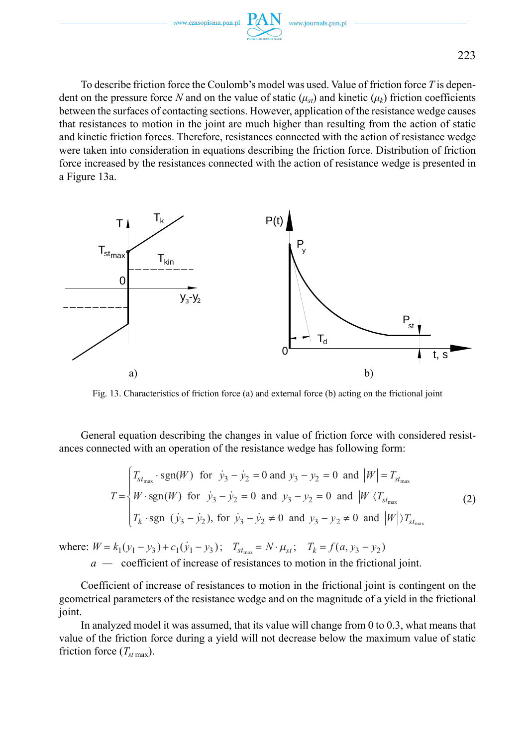To describe friction force the Coulomb's model was used. Value of friction force $T$ is dependent on the pressure force $N$ and on the value of static ($\mu_{st}$) and kinetic ($\mu_k$) friction coefficients between the surfaces of contacting sections. However, application of the resistance wedge causes that resistances to motion in the joint are much higher than resulting from the action of static and kinetic friction forces. Therefore, resistances connected with the action of resistance wedge were taken into consideration in equations describing the friction force. Distribution of friction force increased by the resistances connected with the action of resistance wedge is presented in a Figure 13a.

Fig. 13. Characteristics of friction force (a) and external force (b) acting on the frictional joint

General equation describing the changes in value of friction force with considered resistances connected with an operation of the resistance wedge has following form:

$$T = \begin{cases} T_{st_{\max}} \cdot \operatorname{sgn}(W) \text{ for } \dot{y}_3 - \dot{y}_2 = 0 \text{ and } y_3 - y_2 = 0 \text{ and } |W| = T_{st_{\max}} \\ W \cdot \operatorname{sgn}(W) \text{ for } \dot{y}_3 - \dot{y}_2 = 0 \text{ and } y_3 - y_2 = 0 \text{ and } |W| < T_{st_{\max}} \\ T_k \cdot \operatorname{sgn}(\dot{y}_3 - \dot{y}_2), \text{ for } \dot{y}_3 - \dot{y}_2 \neq 0 \text{ and } y_3 - y_2 \neq 0 \text{ and } |W| > T_{st_{\max}} \end{cases} \tag{2}$$

where: $W = k_1(y_1 - y_3) + c_1(\dot{y}_1 - y_3)$; $T_{st_{\max}} = N \cdot \mu_{st}$; $T_k = f(a, y_3 - y_2)$

$a$ — coefficient of increase of resistances to motion in the frictional joint.

Coefficient of increase of resistances to motion in the frictional joint is contingent on the geometrical parameters of the resistance wedge and on the magnitude of a yield in the frictional joint.

In analyzed model it was assumed, that its value will change from 0 to 0.3, what means that value of the friction force during a yield will not decrease below the maximum value of static friction force ($T_{st\,\max}$).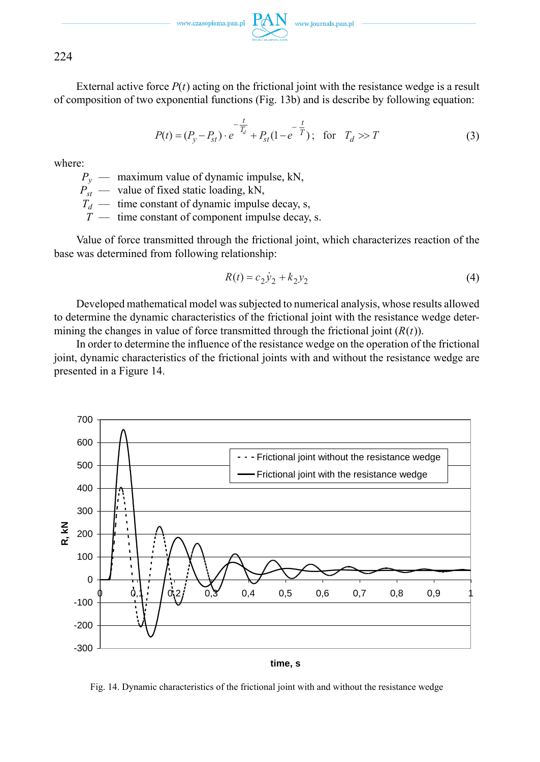External active force $P(t)$ acting on the frictional joint with the resistance wedge is a result of composition of two exponential functions (Fig. 13b) and is describe by following equation:

$$P(t) = (P_y - P_{st}) \cdot e^{-\frac{t}{T_d}} + P_{st}(1 - e^{-\frac{t}{T}}); \quad \text{for} \quad T_d >> T \tag{3}$$

where:

- $P_y$ — maximum value of dynamic impulse, kN,
- $P_{st}$ — value of fixed static loading, kN,
- $T_d$ — time constant of dynamic impulse decay, s,
- $T$ — time constant of component impulse decay, s.

Value of force transmitted through the frictional joint, which characterizes reaction of the base was determined from following relationship:

$$R(t) = c_2 \dot{y}_2 + k_2 y_2 \tag{4}$$

Developed mathematical model was subjected to numerical analysis, whose results allowed to determine the dynamic characteristics of the frictional joint with the resistance wedge determining the changes in value of force transmitted through the frictional joint ($R(t)$).

In order to determine the influence of the resistance wedge on the operation of the frictional joint, dynamic characteristics of the frictional joints with and without the resistance wedge are presented in a Figure 14.

Fig. 14. Dynamic characteristics of the frictional joint with and without the resistance wedge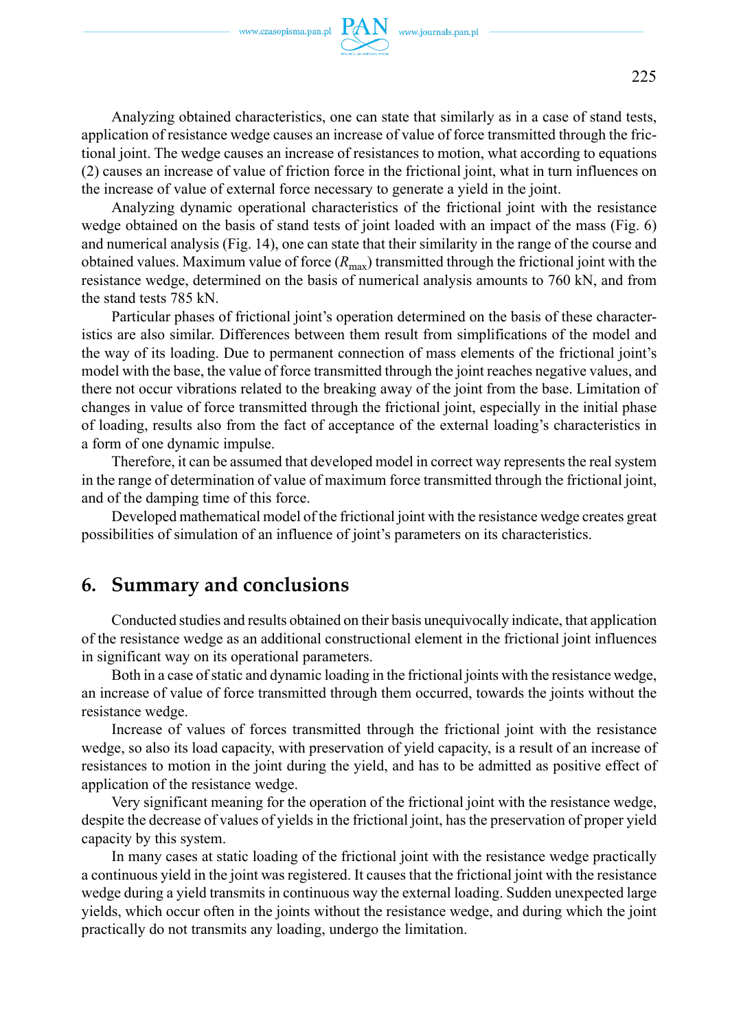Analyzing obtained characteristics, one can state that similarly as in a case of stand tests, application of resistance wedge causes an increase of value of force transmitted through the frictional joint. The wedge causes an increase of resistances to motion, what according to equations (2) causes an increase of value of friction force in the frictional joint, what in turn influences on the increase of value of external force necessary to generate a yield in the joint.

Analyzing dynamic operational characteristics of the frictional joint with the resistance wedge obtained on the basis of stand tests of joint loaded with an impact of the mass (Fig. 6) and numerical analysis (Fig. 14), one can state that their similarity in the range of the course and obtained values. Maximum value of force ($R_{max}$) transmitted through the frictional joint with the resistance wedge, determined on the basis of numerical analysis amounts to 760 kN, and from the stand tests 785 kN.

Particular phases of frictional joint's operation determined on the basis of these characteristics are also similar. Differences between them result from simplifications of the model and the way of its loading. Due to permanent connection of mass elements of the frictional joint's model with the base, the value of force transmitted through the joint reaches negative values, and there not occur vibrations related to the breaking away of the joint from the base. Limitation of changes in value of force transmitted through the frictional joint, especially in the initial phase of loading, results also from the fact of acceptance of the external loading's characteristics in a form of one dynamic impulse.

Therefore, it can be assumed that developed model in correct way represents the real system in the range of determination of value of maximum force transmitted through the frictional joint, and of the damping time of this force.

Developed mathematical model of the frictional joint with the resistance wedge creates great possibilities of simulation of an influence of joint's parameters on its characteristics.

## 6. Summary and conclusions

Conducted studies and results obtained on their basis unequivocally indicate, that application of the resistance wedge as an additional constructional element in the frictional joint influences in significant way on its operational parameters.

Both in a case of static and dynamic loading in the frictional joints with the resistance wedge, an increase of value of force transmitted through them occurred, towards the joints without the resistance wedge.

Increase of values of forces transmitted through the frictional joint with the resistance wedge, so also its load capacity, with preservation of yield capacity, is a result of an increase of resistances to motion in the joint during the yield, and has to be admitted as positive effect of application of the resistance wedge.

Very significant meaning for the operation of the frictional joint with the resistance wedge, despite the decrease of values of yields in the frictional joint, has the preservation of proper yield capacity by this system.

In many cases at static loading of the frictional joint with the resistance wedge practically a continuous yield in the joint was registered. It causes that the frictional joint with the resistance wedge during a yield transmits in continuous way the external loading. Sudden unexpected large yields, which occur often in the joints without the resistance wedge, and during which the joint practically do not transmits any loading, undergo the limitation.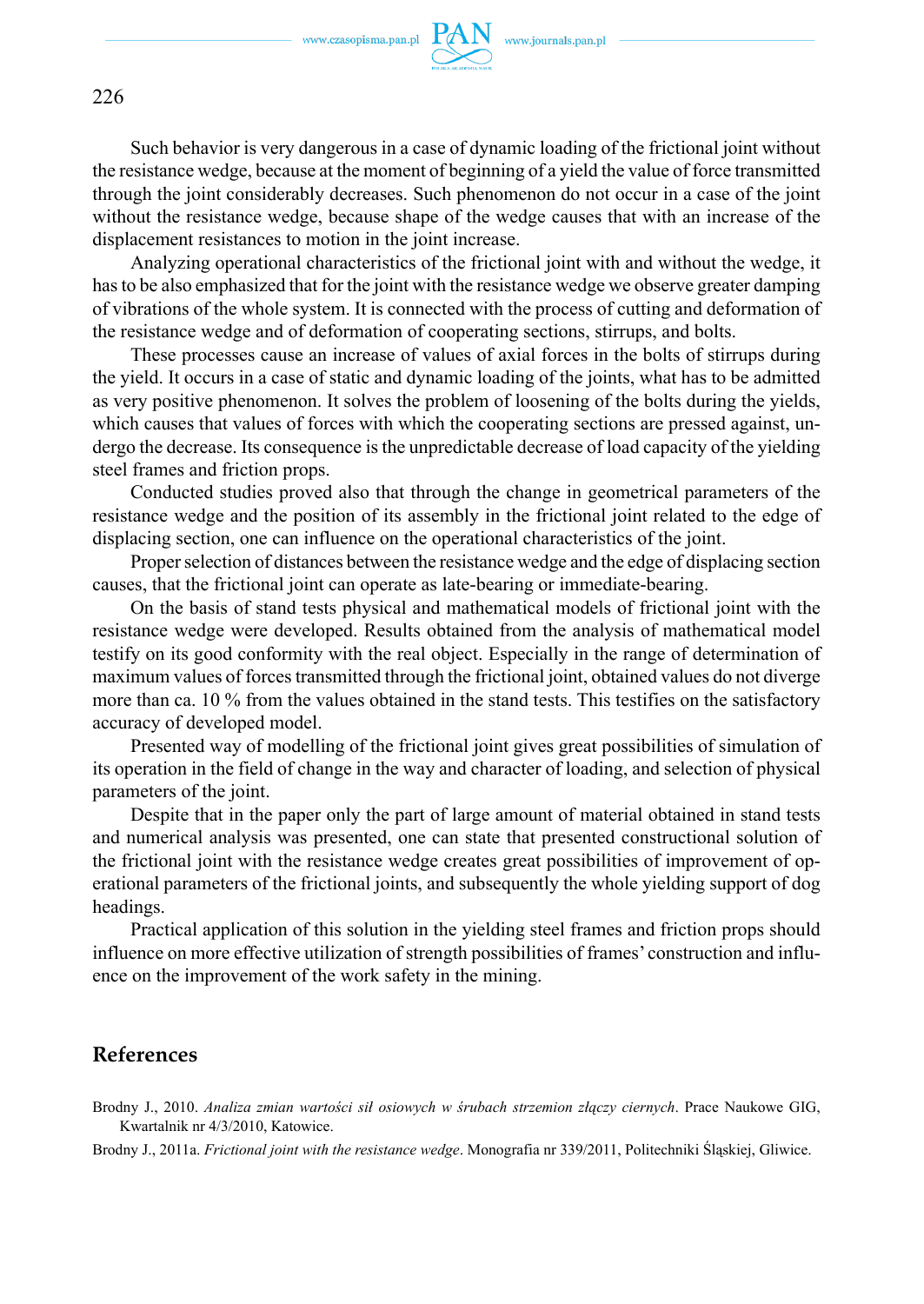Such behavior is very dangerous in a case of dynamic loading of the frictional joint without the resistance wedge, because at the moment of beginning of a yield the value of force transmitted through the joint considerably decreases. Such phenomenon do not occur in a case of the joint without the resistance wedge, because shape of the wedge causes that with an increase of the displacement resistances to motion in the joint increase.

Analyzing operational characteristics of the frictional joint with and without the wedge, it has to be also emphasized that for the joint with the resistance wedge we observe greater damping of vibrations of the whole system. It is connected with the process of cutting and deformation of the resistance wedge and of deformation of cooperating sections, stirrups, and bolts.

These processes cause an increase of values of axial forces in the bolts of stirrups during the yield. It occurs in a case of static and dynamic loading of the joints, what has to be admitted as very positive phenomenon. It solves the problem of loosening of the bolts during the yields, which causes that values of forces with which the cooperating sections are pressed against, undergo the decrease. Its consequence is the unpredictable decrease of load capacity of the yielding steel frames and friction props.

Conducted studies proved also that through the change in geometrical parameters of the resistance wedge and the position of its assembly in the frictional joint related to the edge of displacing section, one can influence on the operational characteristics of the joint.

Proper selection of distances between the resistance wedge and the edge of displacing section causes, that the frictional joint can operate as late-bearing or immediate-bearing.

On the basis of stand tests physical and mathematical models of frictional joint with the resistance wedge were developed. Results obtained from the analysis of mathematical model testify on its good conformity with the real object. Especially in the range of determination of maximum values of forces transmitted through the frictional joint, obtained values do not diverge more than ca. 10 % from the values obtained in the stand tests. This testifies on the satisfactory accuracy of developed model.

Presented way of modelling of the frictional joint gives great possibilities of simulation of its operation in the field of change in the way and character of loading, and selection of physical parameters of the joint.

Despite that in the paper only the part of large amount of material obtained in stand tests and numerical analysis was presented, one can state that presented constructional solution of the frictional joint with the resistance wedge creates great possibilities of improvement of operational parameters of the frictional joints, and subsequently the whole yielding support of dog headings.

Practical application of this solution in the yielding steel frames and friction props should influence on more effective utilization of strength possibilities of frames' construction and influence on the improvement of the work safety in the mining.

## References

Brodny J., 2010. *Analiza zmian wartości sił osiowych w śrubach strzemion złączy ciernych*. Prace Naukowe GIG, Kwartalnik nr 4/3/2010, Katowice.

Brodny J., 2011a. *Frictional joint with the resistance wedge*. Monografia nr 339/2011, Politechniki Śląskiej, Gliwice.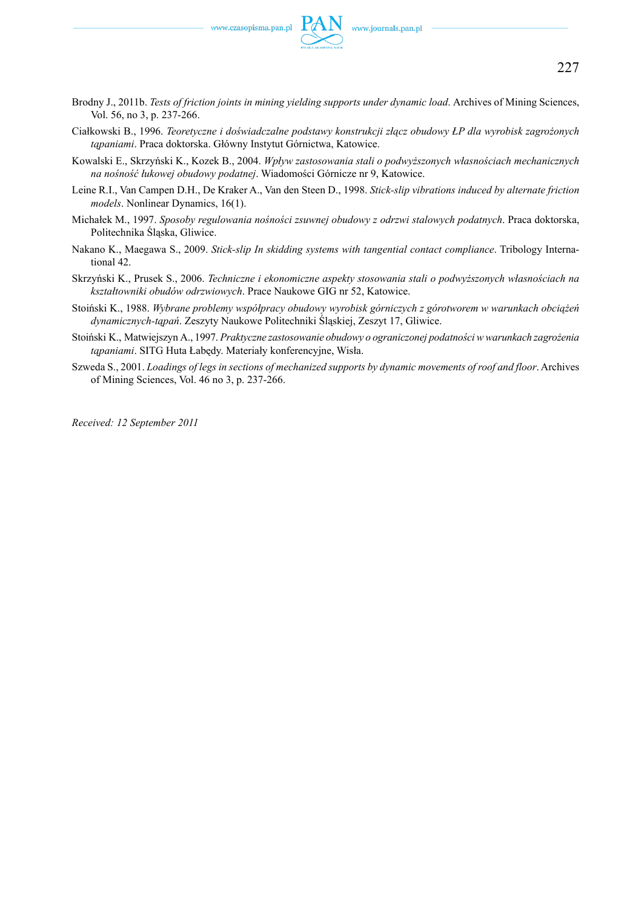Brodny J., 2011b. *Tests of friction joints in mining yielding supports under dynamic load*. Archives of Mining Sciences, Vol. 56, no 3, p. 237-266.

Ciałkowski B., 1996. *Teoretyczne i doświadczalne podstawy konstrukcji złącz obudowy ŁP dla wyrobisk zagrożonych tąpaniami*. Praca doktorska. Główny Instytut Górnictwa, Katowice.

Kowalski E., Skrzyński K., Kozek B., 2004. *Wpływ zastosowania stali o podwyższonych własnościach mechanicznych na nośność łukowej obudowy podatnej*. Wiadomości Górnicze nr 9, Katowice.

Leine R.I., Van Campen D.H., De Kraker A., Van den Steen D., 1998. *Stick-slip vibrations induced by alternate friction models*. Nonlinear Dynamics, 16(1).

Michałek M., 1997. *Sposoby regulowania nośności zsuwnej obudowy z odrzwi stalowych podatnych*. Praca doktorska, Politechnika Śląska, Gliwice.

Nakano K., Maegawa S., 2009. *Stick-slip In skidding systems with tangential contact compliance*. Tribology International 42.

Skrzyński K., Prusek S., 2006. *Techniczne i ekonomiczne aspekty stosowania stali o podwyższonych własnościach na kształtowniki obudów odrzwiowych*. Prace Naukowe GIG nr 52, Katowice.

Stoiński K., 1988. *Wybrane problemy współpracy obudowy wyrobisk górniczych z górotworem w warunkach obciążeń dynamicznych-tąpań*. Zeszyty Naukowe Politechniki Śląskiej, Zeszyt 17, Gliwice.

Stoiński K., Matwiejszyn A., 1997. *Praktyczne zastosowanie obudowy o ograniczonej podatności w warunkach zagrożenia tąpaniami*. SITG Huta Łabędy. Materiały konferencyjne, Wisła.

Szweda S., 2001. *Loadings of legs in sections of mechanized supports by dynamic movements of roof and floor*. Archives of Mining Sciences, Vol. 46 no 3, p. 237-266.

*Received: 12 September 2011*